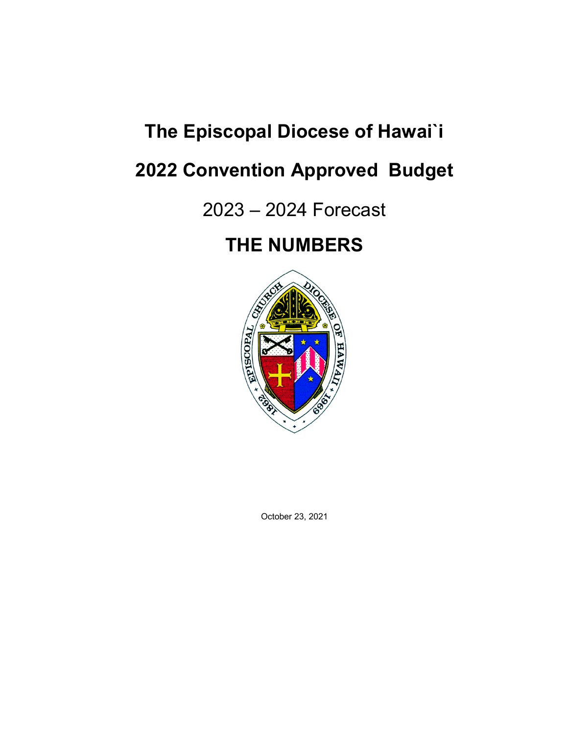# The Episcopal Diocese of Hawai`i

# 2022 Convention Approved Budget

## 2023 – 2024 Forecast

# THE NUMBERS

October 23, 2021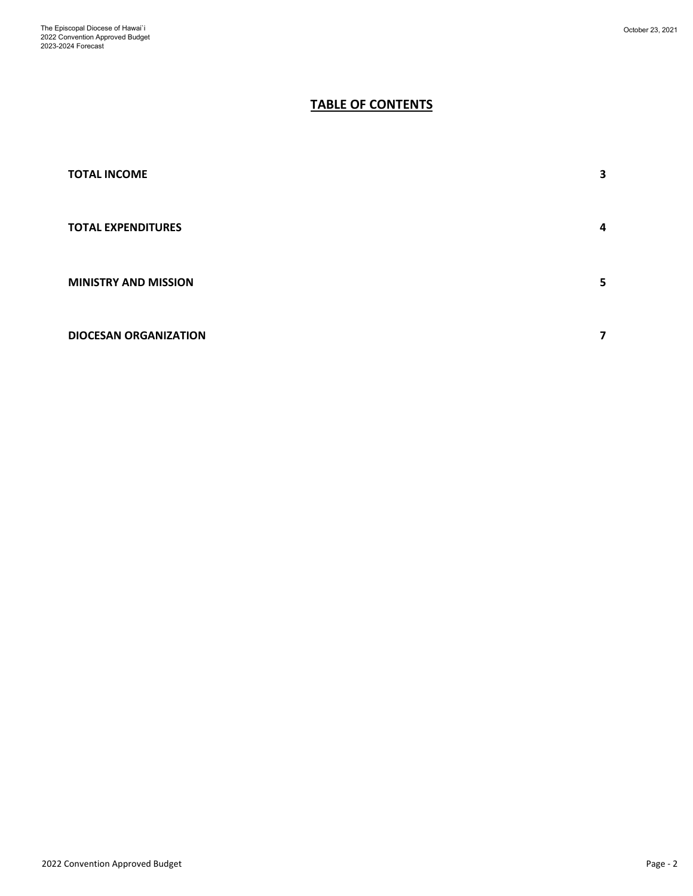# TABLE OF CONTENTS

| | |
|---|---|
| **TOTAL INCOME** | **3** |
| **TOTAL EXPENDITURES** | **4** |
| **MINISTRY AND MISSION** | **5** |
| **DIOCESAN ORGANIZATION** | **7** |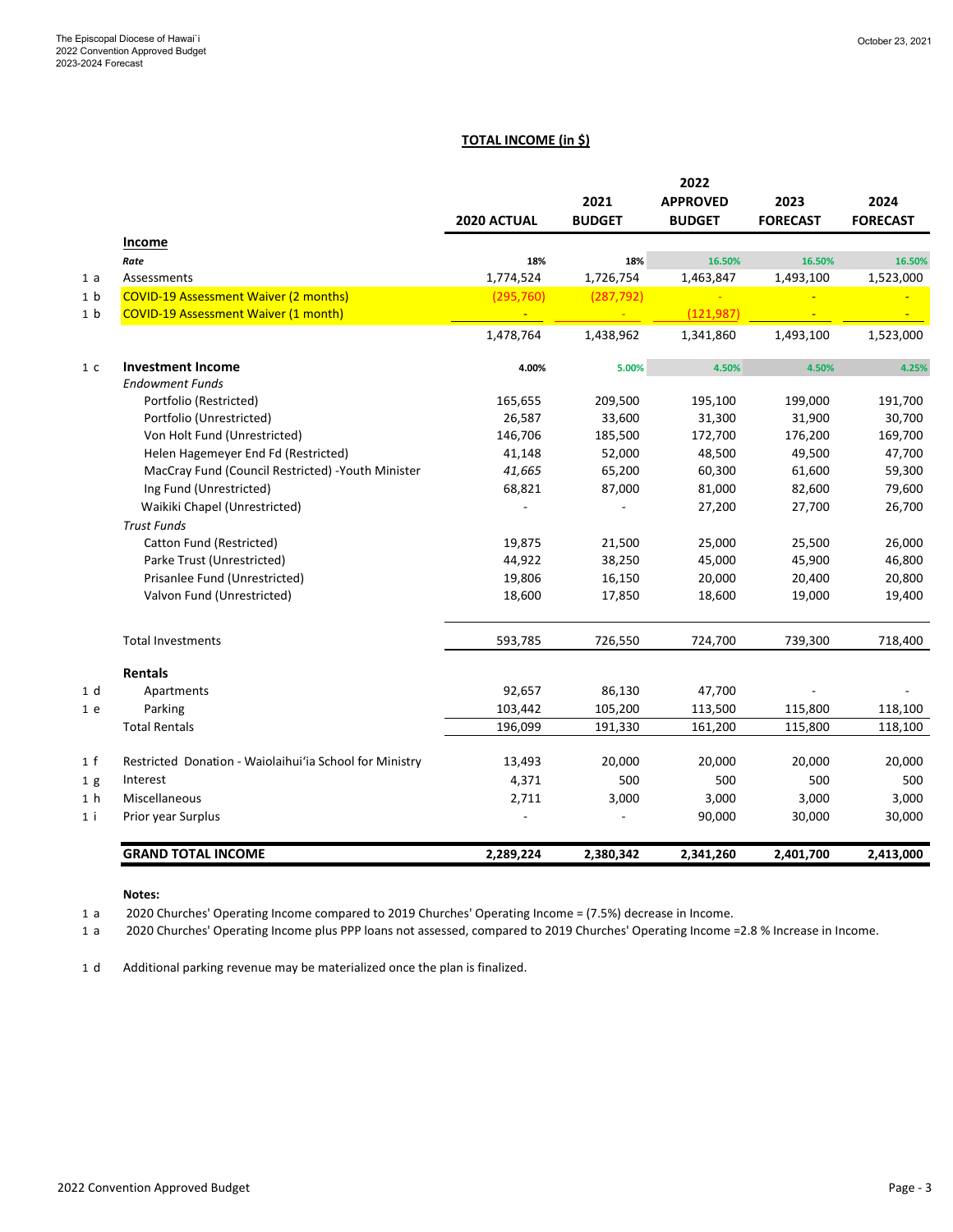## TOTAL INCOME (in $)

| | | 2020 ACTUAL | 2021 BUDGET | 2022 APPROVED BUDGET | 2023 FORECAST | 2024 FORECAST |
|---|---|---|---|---|---|---|
| | **Income** | | | | | |
| | ***Rate*** | 18% | 18% | 16.50% | 16.50% | 16.50% |
| 1 a | Assessments | 1,774,524 | 1,726,754 | 1,463,847 | 1,493,100 | 1,523,000 |
| 1 b | COVID-19 Assessment Waiver (2 months) | (295,760) | (287,792) | - | - | - |
| 1 b | COVID-19 Assessment Waiver (1 month) | - | - | (121,987) | - | - |
| | | 1,478,764 | 1,438,962 | 1,341,860 | 1,493,100 | 1,523,000 |
| 1 c | **Investment Income** | 4.00% | 5.00% | 4.50% | 4.50% | 4.25% |
| | *Endowment Funds* | | | | | |
| | Portfolio (Restricted) | 165,655 | 209,500 | 195,100 | 199,000 | 191,700 |
| | Portfolio (Unrestricted) | 26,587 | 33,600 | 31,300 | 31,900 | 30,700 |
| | Von Holt Fund (Unrestricted) | 146,706 | 185,500 | 172,700 | 176,200 | 169,700 |
| | Helen Hagemeyer End Fd (Restricted) | 41,148 | 52,000 | 48,500 | 49,500 | 47,700 |
| | MacCray Fund (Council Restricted) -Youth Minister | *41,665* | 65,200 | 60,300 | 61,600 | 59,300 |
| | Ing Fund (Unrestricted) | 68,821 | 87,000 | 81,000 | 82,600 | 79,600 |
| | Waikiki Chapel (Unrestricted) | - | - | 27,200 | 27,700 | 26,700 |
| | *Trust Funds* | | | | | |
| | Catton Fund (Restricted) | 19,875 | 21,500 | 25,000 | 25,500 | 26,000 |
| | Parke Trust (Unrestricted) | 44,922 | 38,250 | 45,000 | 45,900 | 46,800 |
| | Prisanlee Fund (Unrestricted) | 19,806 | 16,150 | 20,000 | 20,400 | 20,800 |
| | Valvon Fund (Unrestricted) | 18,600 | 17,850 | 18,600 | 19,000 | 19,400 |
| | Total Investments | 593,785 | 726,550 | 724,700 | 739,300 | 718,400 |
| | **Rentals** | | | | | |
| 1 d | Apartments | 92,657 | 86,130 | 47,700 | - | - |
| 1 e | Parking | 103,442 | 105,200 | 113,500 | 115,800 | 118,100 |
| | Total Rentals | 196,099 | 191,330 | 161,200 | 115,800 | 118,100 |
| 1 f | Restricted Donation - Waiolaihui'ia School for Ministry | 13,493 | 20,000 | 20,000 | 20,000 | 20,000 |
| 1 g | Interest | 4,371 | 500 | 500 | 500 | 500 |
| 1 h | Miscellaneous | 2,711 | 3,000 | 3,000 | 3,000 | 3,000 |
| 1 i | Prior year Surplus | - | - | 90,000 | 30,000 | 30,000 |
| | **GRAND TOTAL INCOME** | **2,289,224** | **2,380,342** | **2,341,260** | **2,401,700** | **2,413,000** |

**Notes:**

1 a 2020 Churches' Operating Income compared to 2019 Churches' Operating Income = (7.5%) decrease in Income.

1 a 2020 Churches' Operating Income plus PPP loans not assessed, compared to 2019 Churches' Operating Income =2.8 % Increase in Income.

1 d Additional parking revenue may be materialized once the plan is finalized.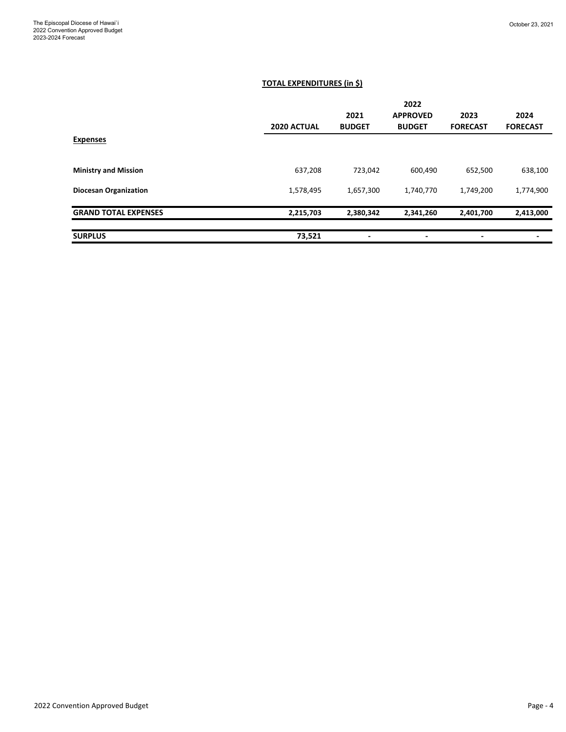## TOTAL EXPENDITURES (in $)

| | 2020 ACTUAL | 2021 BUDGET | 2022 APPROVED BUDGET | 2023 FORECAST | 2024 FORECAST |
|---|---|---|---|---|---|
| **Expenses** | | | | | |
| **Ministry and Mission** | 637,208 | 723,042 | 600,490 | 652,500 | 638,100 |
| **Diocesan Organization** | 1,578,495 | 1,657,300 | 1,740,770 | 1,749,200 | 1,774,900 |
| **GRAND TOTAL EXPENSES** | **2,215,703** | **2,380,342** | **2,341,260** | **2,401,700** | **2,413,000** |
| **SURPLUS** | **73,521** | **-** | **-** | **-** | **-** |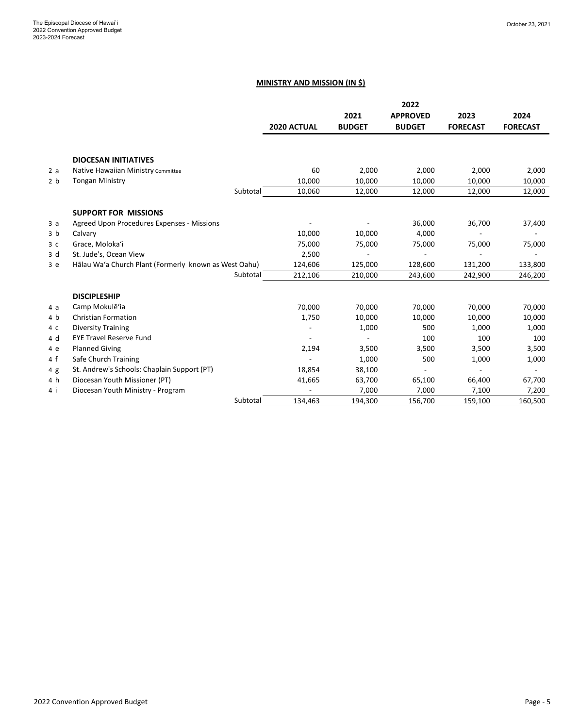## MINISTRY AND MISSION (IN $)

| | | 2020 ACTUAL | 2021 BUDGET | 2022 APPROVED BUDGET | 2023 FORECAST | 2024 FORECAST |
|---|---|---|---|---|---|---|
| | **DIOCESAN INITIATIVES** | | | | | |
| 2 a | Native Hawaiian Ministry Committee | 60 | 2,000 | 2,000 | 2,000 | 2,000 |
| 2 b | Tongan Ministry | 10,000 | 10,000 | 10,000 | 10,000 | 10,000 |
| | Subtotal | 10,060 | 12,000 | 12,000 | 12,000 | 12,000 |
| | **SUPPORT FOR MISSIONS** | | | | | |
| 3 a | Agreed Upon Procedures Expenses - Missions | - | - | 36,000 | 36,700 | 37,400 |
| 3 b | Calvary | 10,000 | 10,000 | 4,000 | - | - |
| 3 c | Grace, Moloka'i | 75,000 | 75,000 | 75,000 | 75,000 | 75,000 |
| 3 d | St. Jude's, Ocean View | 2,500 | - | - | - | - |
| 3 e | Hālau Wa'a Church Plant (Formerly known as West Oahu) | 124,606 | 125,000 | 128,600 | 131,200 | 133,800 |
| | Subtotal | 212,106 | 210,000 | 243,600 | 242,900 | 246,200 |
| | **DISCIPLESHIP** | | | | | |
| 4 a | Camp Mokulē'ia | 70,000 | 70,000 | 70,000 | 70,000 | 70,000 |
| 4 b | Christian Formation | 1,750 | 10,000 | 10,000 | 10,000 | 10,000 |
| 4 c | Diversity Training | - | 1,000 | 500 | 1,000 | 1,000 |
| 4 d | EYE Travel Reserve Fund | - | - | 100 | 100 | 100 |
| 4 e | Planned Giving | 2,194 | 3,500 | 3,500 | 3,500 | 3,500 |
| 4 f | Safe Church Training | - | 1,000 | 500 | 1,000 | 1,000 |
| 4 g | St. Andrew's Schools: Chaplain Support (PT) | 18,854 | 38,100 | - | - | - |
| 4 h | Diocesan Youth Missioner (PT) | 41,665 | 63,700 | 65,100 | 66,400 | 67,700 |
| 4 i | Diocesan Youth Ministry - Program | - | 7,000 | 7,000 | 7,100 | 7,200 |
| | Subtotal | 134,463 | 194,300 | 156,700 | 159,100 | 160,500 |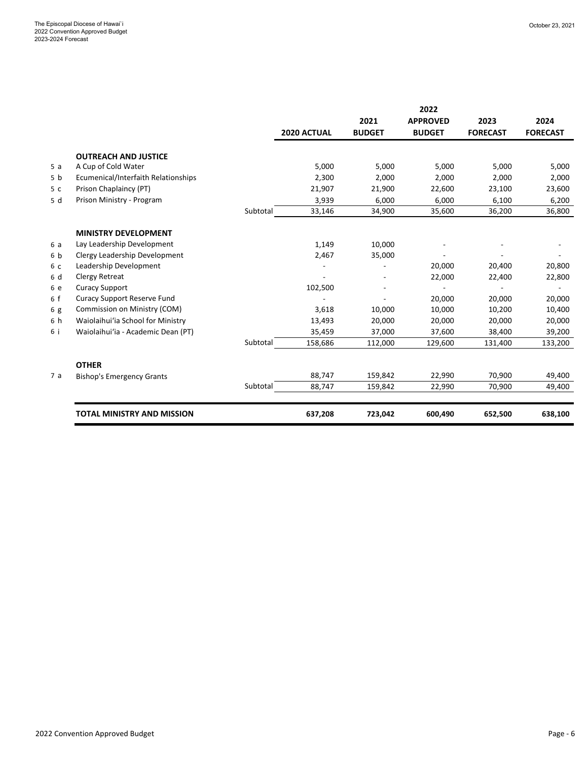| | | | 2020 ACTUAL | 2021 BUDGET | 2022 APPROVED BUDGET | 2023 FORECAST | 2024 FORECAST |
|---|---|---|---|---|---|---|---|
| | **OUTREACH AND JUSTICE** | | | | | | |
| 5 a | A Cup of Cold Water | | 5,000 | 5,000 | 5,000 | 5,000 | 5,000 |
| 5 b | Ecumenical/Interfaith Relationships | | 2,300 | 2,000 | 2,000 | 2,000 | 2,000 |
| 5 c | Prison Chaplaincy (PT) | | 21,907 | 21,900 | 22,600 | 23,100 | 23,600 |
| 5 d | Prison Ministry - Program | | 3,939 | 6,000 | 6,000 | 6,100 | 6,200 |
| | | Subtotal | 33,146 | 34,900 | 35,600 | 36,200 | 36,800 |
| | **MINISTRY DEVELOPMENT** | | | | | | |
| 6 a | Lay Leadership Development | | 1,149 | 10,000 | - | - | - |
| 6 b | Clergy Leadership Development | | 2,467 | 35,000 | - | - | - |
| 6 c | Leadership Development | | - | - | 20,000 | 20,400 | 20,800 |
| 6 d | Clergy Retreat | | - | - | 22,000 | 22,400 | 22,800 |
| 6 e | Curacy Support | | 102,500 | - | - | - | - |
| 6 f | Curacy Support Reserve Fund | | - | - | 20,000 | 20,000 | 20,000 |
| 6 g | Commission on Ministry (COM) | | 3,618 | 10,000 | 10,000 | 10,200 | 10,400 |
| 6 h | Waiolaihuiʻia School for Ministry | | 13,493 | 20,000 | 20,000 | 20,000 | 20,000 |
| 6 i | Waiolaihuiʻia - Academic Dean (PT) | | 35,459 | 37,000 | 37,600 | 38,400 | 39,200 |
| | | Subtotal | 158,686 | 112,000 | 129,600 | 131,400 | 133,200 |
| | **OTHER** | | | | | | |
| 7 a | Bishop's Emergency Grants | | 88,747 | 159,842 | 22,990 | 70,900 | 49,400 |
| | | Subtotal | 88,747 | 159,842 | 22,990 | 70,900 | 49,400 |
| | **TOTAL MINISTRY AND MISSION** | | **637,208** | **723,042** | **600,490** | **652,500** | **638,100** |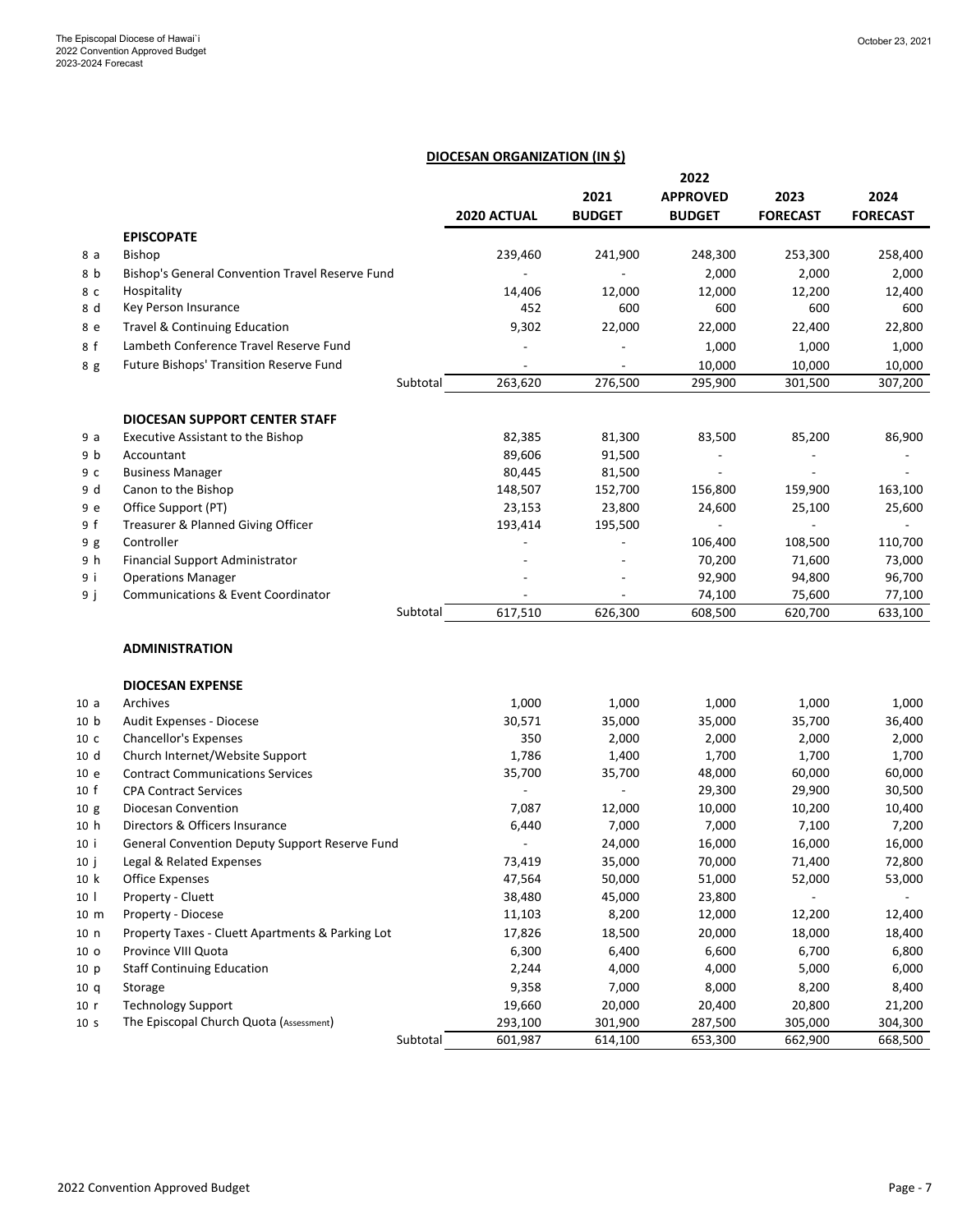## DIOCESAN ORGANIZATION (IN $)

| | | 2020 ACTUAL | 2021 BUDGET | 2022 APPROVED BUDGET | 2023 FORECAST | 2024 FORECAST |
|---|---|---|---|---|---|---|
| | **EPISCOPATE** | | | | | |
| 8 a | Bishop | 239,460 | 241,900 | 248,300 | 253,300 | 258,400 |
| 8 b | Bishop's General Convention Travel Reserve Fund | - | - | 2,000 | 2,000 | 2,000 |
| 8 c | Hospitality | 14,406 | 12,000 | 12,000 | 12,200 | 12,400 |
| 8 d | Key Person Insurance | 452 | 600 | 600 | 600 | 600 |
| 8 e | Travel & Continuing Education | 9,302 | 22,000 | 22,000 | 22,400 | 22,800 |
| 8 f | Lambeth Conference Travel Reserve Fund | - | - | 1,000 | 1,000 | 1,000 |
| 8 g | Future Bishops' Transition Reserve Fund | - | - | 10,000 | 10,000 | 10,000 |
| | Subtotal | 263,620 | 276,500 | 295,900 | 301,500 | 307,200 |
| | **DIOCESAN SUPPORT CENTER STAFF** | | | | | |
| 9 a | Executive Assistant to the Bishop | 82,385 | 81,300 | 83,500 | 85,200 | 86,900 |
| 9 b | Accountant | 89,606 | 91,500 | - | - | - |
| 9 c | Business Manager | 80,445 | 81,500 | - | - | - |
| 9 d | Canon to the Bishop | 148,507 | 152,700 | 156,800 | 159,900 | 163,100 |
| 9 e | Office Support (PT) | 23,153 | 23,800 | 24,600 | 25,100 | 25,600 |
| 9 f | Treasurer & Planned Giving Officer | 193,414 | 195,500 | - | - | - |
| 9 g | Controller | - | - | 106,400 | 108,500 | 110,700 |
| 9 h | Financial Support Administrator | - | - | 70,200 | 71,600 | 73,000 |
| 9 i | Operations Manager | - | - | 92,900 | 94,800 | 96,700 |
| 9 j | Communications & Event Coordinator | - | - | 74,100 | 75,600 | 77,100 |
| | Subtotal | 617,510 | 626,300 | 608,500 | 620,700 | 633,100 |
| | **ADMINISTRATION** | | | | | |
| | **DIOCESAN EXPENSE** | | | | | |
| 10 a | Archives | 1,000 | 1,000 | 1,000 | 1,000 | 1,000 |
| 10 b | Audit Expenses - Diocese | 30,571 | 35,000 | 35,000 | 35,700 | 36,400 |
| 10 c | Chancellor's Expenses | 350 | 2,000 | 2,000 | 2,000 | 2,000 |
| 10 d | Church Internet/Website Support | 1,786 | 1,400 | 1,700 | 1,700 | 1,700 |
| 10 e | Contract Communications Services | 35,700 | 35,700 | 48,000 | 60,000 | 60,000 |
| 10 f | CPA Contract Services | - | - | 29,300 | 29,900 | 30,500 |
| 10 g | Diocesan Convention | 7,087 | 12,000 | 10,000 | 10,200 | 10,400 |
| 10 h | Directors & Officers Insurance | 6,440 | 7,000 | 7,000 | 7,100 | 7,200 |
| 10 i | General Convention Deputy Support Reserve Fund | - | 24,000 | 16,000 | 16,000 | 16,000 |
| 10 j | Legal & Related Expenses | 73,419 | 35,000 | 70,000 | 71,400 | 72,800 |
| 10 k | Office Expenses | 47,564 | 50,000 | 51,000 | 52,000 | 53,000 |
| 10 l | Property - Cluett | 38,480 | 45,000 | 23,800 | - | - |
| 10 m | Property - Diocese | 11,103 | 8,200 | 12,000 | 12,200 | 12,400 |
| 10 n | Property Taxes - Cluett Apartments & Parking Lot | 17,826 | 18,500 | 20,000 | 18,000 | 18,400 |
| 10 o | Province VIII Quota | 6,300 | 6,400 | 6,600 | 6,700 | 6,800 |
| 10 p | Staff Continuing Education | 2,244 | 4,000 | 4,000 | 5,000 | 6,000 |
| 10 q | Storage | 9,358 | 7,000 | 8,000 | 8,200 | 8,400 |
| 10 r | Technology Support | 19,660 | 20,000 | 20,400 | 20,800 | 21,200 |
| 10 s | The Episcopal Church Quota (Assessment) | 293,100 | 301,900 | 287,500 | 305,000 | 304,300 |
| | Subtotal | 601,987 | 614,100 | 653,300 | 662,900 | 668,500 |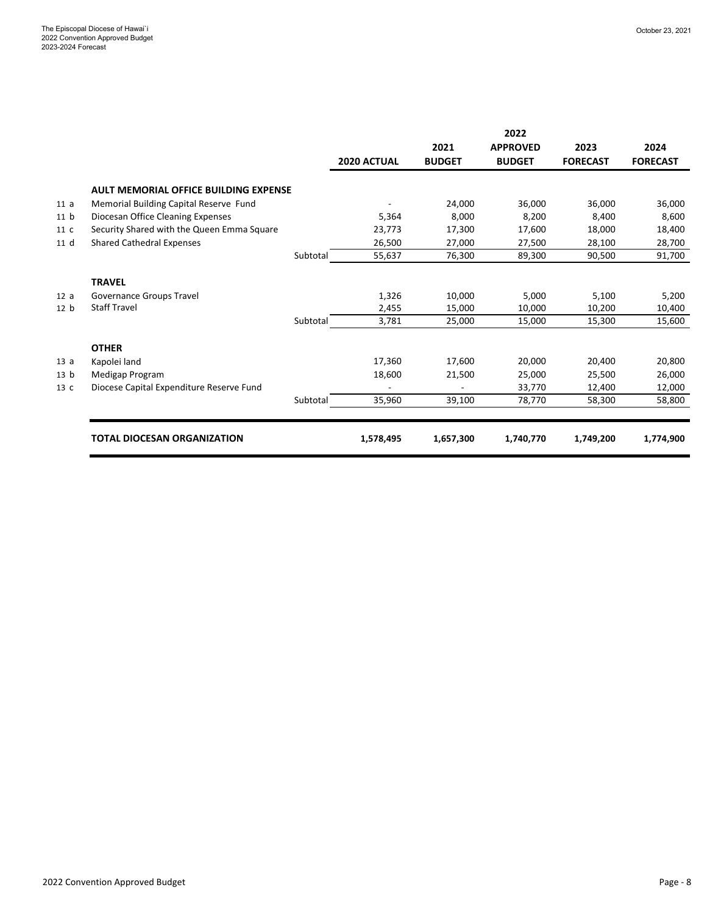| | | | 2020 ACTUAL | 2021 BUDGET | 2022 APPROVED BUDGET | 2023 FORECAST | 2024 FORECAST |
|---|---|---|---|---|---|---|---|
| | **AULT MEMORIAL OFFICE BUILDING EXPENSE** | | | | | | |
| 11 a | Memorial Building Capital Reserve Fund | | - | 24,000 | 36,000 | 36,000 | 36,000 |
| 11 b | Diocesan Office Cleaning Expenses | | 5,364 | 8,000 | 8,200 | 8,400 | 8,600 |
| 11 c | Security Shared with the Queen Emma Square | | 23,773 | 17,300 | 17,600 | 18,000 | 18,400 |
| 11 d | Shared Cathedral Expenses | | 26,500 | 27,000 | 27,500 | 28,100 | 28,700 |
| | | Subtotal | 55,637 | 76,300 | 89,300 | 90,500 | 91,700 |
| | **TRAVEL** | | | | | | |
| 12 a | Governance Groups Travel | | 1,326 | 10,000 | 5,000 | 5,100 | 5,200 |
| 12 b | Staff Travel | | 2,455 | 15,000 | 10,000 | 10,200 | 10,400 |
| | | Subtotal | 3,781 | 25,000 | 15,000 | 15,300 | 15,600 |
| | **OTHER** | | | | | | |
| 13 a | Kapolei land | | 17,360 | 17,600 | 20,000 | 20,400 | 20,800 |
| 13 b | Medigap Program | | 18,600 | 21,500 | 25,000 | 25,500 | 26,000 |
| 13 c | Diocese Capital Expenditure Reserve Fund | | - | - | 33,770 | 12,400 | 12,000 |
| | | Subtotal | 35,960 | 39,100 | 78,770 | 58,300 | 58,800 |
| | **TOTAL DIOCESAN ORGANIZATION** | | **1,578,495** | **1,657,300** | **1,740,770** | **1,749,200** | **1,774,900** |